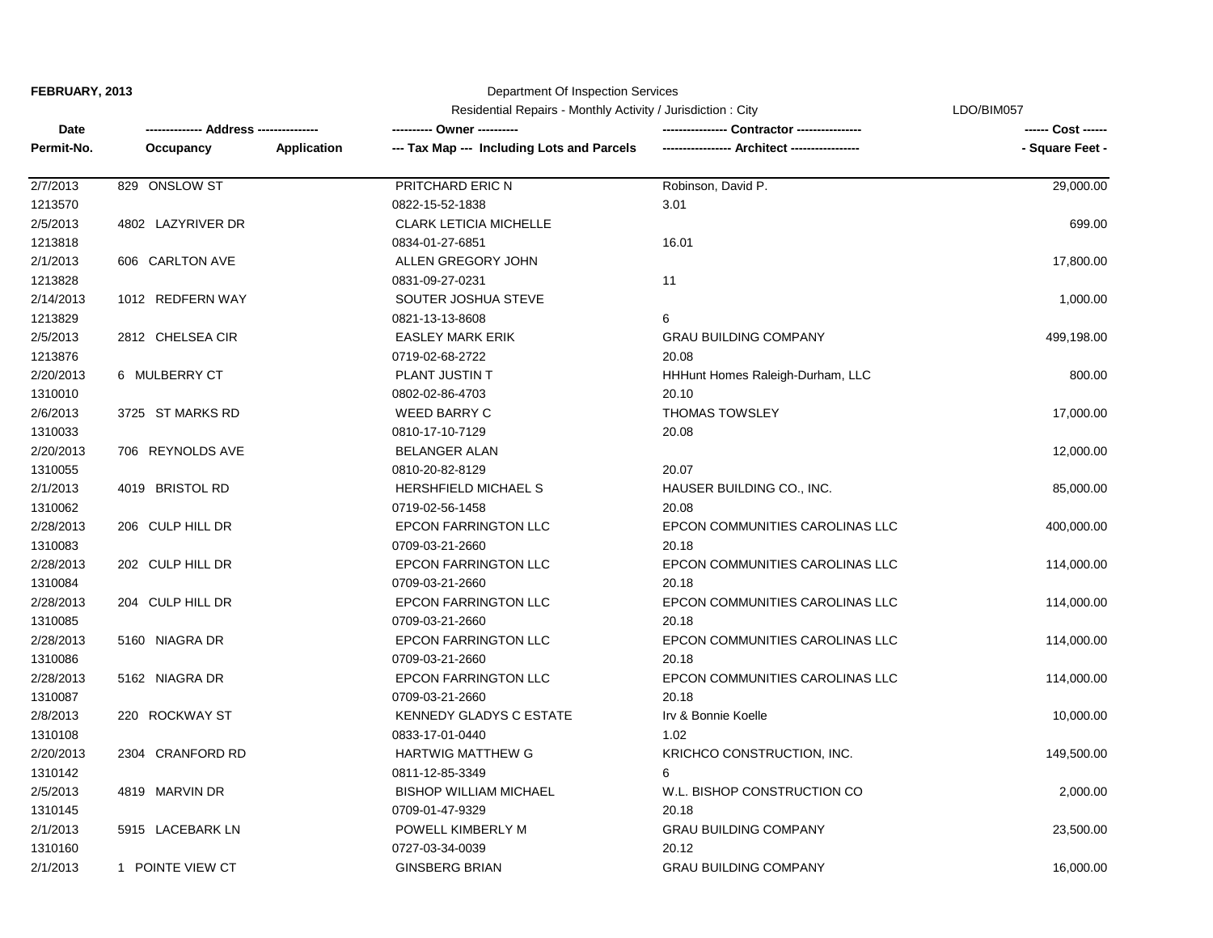**FEBRUARY, 2013**

Department Of Inspection Services

Residential Repairs - Monthly Activity / Jurisdiction : City

LDO/BIM057

| Date<br>Permit-No. | Address<br>Occupancy | Application | Owner<br>--- Tax Map --- Including Lots and Parcels | Contractor<br>Architect | Cost<br>- Square Feet - |
|---|---|---|---|---|---|
| 2/7/2013<br>1213570 | 829 ONSLOW ST | | PRITCHARD ERIC N<br>0822-15-52-1838 | Robinson, David P.<br>3.01 | 29,000.00 |
| 2/5/2013<br>1213818 | 4802 LAZYRIVER DR | | CLARK LETICIA MICHELLE<br>0834-01-27-6851 | 16.01 | 699.00 |
| 2/1/2013<br>1213828 | 606 CARLTON AVE | | ALLEN GREGORY JOHN<br>0831-09-27-0231 | 11 | 17,800.00 |
| 2/14/2013<br>1213829 | 1012 REDFERN WAY | | SOUTER JOSHUA STEVE<br>0821-13-13-8608 | 6 | 1,000.00 |
| 2/5/2013<br>1213876 | 2812 CHELSEA CIR | | EASLEY MARK ERIK<br>0719-02-68-2722 | GRAU BUILDING COMPANY<br>20.08 | 499,198.00 |
| 2/20/2013<br>1310010 | 6 MULBERRY CT | | PLANT JUSTIN T<br>0802-02-86-4703 | HHHunt Homes Raleigh-Durham, LLC<br>20.10 | 800.00 |
| 2/6/2013<br>1310033 | 3725 ST MARKS RD | | WEED BARRY C<br>0810-17-10-7129 | THOMAS TOWSLEY<br>20.08 | 17,000.00 |
| 2/20/2013<br>1310055 | 706 REYNOLDS AVE | | BELANGER ALAN<br>0810-20-82-8129 | 20.07 | 12,000.00 |
| 2/1/2013<br>1310062 | 4019 BRISTOL RD | | HERSHFIELD MICHAEL S<br>0719-02-56-1458 | HAUSER BUILDING CO., INC.<br>20.08 | 85,000.00 |
| 2/28/2013<br>1310083 | 206 CULP HILL DR | | EPCON FARRINGTON LLC<br>0709-03-21-2660 | EPCON COMMUNITIES CAROLINAS LLC<br>20.18 | 400,000.00 |
| 2/28/2013<br>1310084 | 202 CULP HILL DR | | EPCON FARRINGTON LLC<br>0709-03-21-2660 | EPCON COMMUNITIES CAROLINAS LLC<br>20.18 | 114,000.00 |
| 2/28/2013<br>1310085 | 204 CULP HILL DR | | EPCON FARRINGTON LLC<br>0709-03-21-2660 | EPCON COMMUNITIES CAROLINAS LLC<br>20.18 | 114,000.00 |
| 2/28/2013<br>1310086 | 5160 NIAGRA DR | | EPCON FARRINGTON LLC<br>0709-03-21-2660 | EPCON COMMUNITIES CAROLINAS LLC<br>20.18 | 114,000.00 |
| 2/28/2013<br>1310087 | 5162 NIAGRA DR | | EPCON FARRINGTON LLC<br>0709-03-21-2660 | EPCON COMMUNITIES CAROLINAS LLC<br>20.18 | 114,000.00 |
| 2/8/2013<br>1310108 | 220 ROCKWAY ST | | KENNEDY GLADYS C ESTATE<br>0833-17-01-0440 | Irv & Bonnie Koelle<br>1.02 | 10,000.00 |
| 2/20/2013<br>1310142 | 2304 CRANFORD RD | | HARTWIG MATTHEW G<br>0811-12-85-3349 | KRICHCO CONSTRUCTION, INC.<br>6 | 149,500.00 |
| 2/5/2013<br>1310145 | 4819 MARVIN DR | | BISHOP WILLIAM MICHAEL<br>0709-01-47-9329 | W.L. BISHOP CONSTRUCTION CO<br>20.18 | 2,000.00 |
| 2/1/2013<br>1310160 | 5915 LACEBARK LN | | POWELL KIMBERLY M<br>0727-03-34-0039 | GRAU BUILDING COMPANY<br>20.12 | 23,500.00 |
| 2/1/2013 | 1 POINTE VIEW CT | | GINSBERG BRIAN | GRAU BUILDING COMPANY | 16,000.00 |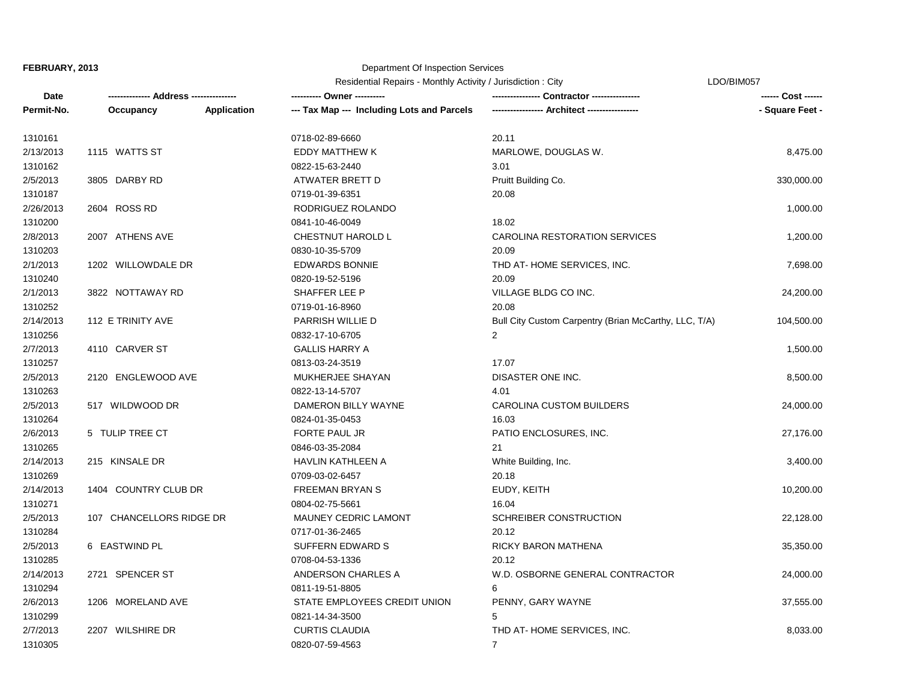**FEBRUARY, 2013**

Department Of Inspection Services

Residential Repairs - Monthly Activity / Jurisdiction : City

LDO/BIM057

| Date<br>Permit-No. | ------------- Address --------------<br>Occupancy | Application | ---------- Owner ----------<br>--- Tax Map --- Including Lots and Parcels | --------------- Contractor ---------------<br>---------------- Architect ---------------- | ------ Cost ------<br>- Square Feet - |
|---|---|---|---|---|---|
| 1310161 | | | 0718-02-89-6660 | 20.11 | |
| 2/13/2013 | 1115 WATTS ST | | EDDY MATTHEW K | MARLOWE, DOUGLAS W. | 8,475.00 |
| 1310162 | | | 0822-15-63-2440 | 3.01 | |
| 2/5/2013 | 3805 DARBY RD | | ATWATER BRETT D | Pruitt Building Co. | 330,000.00 |
| 1310187 | | | 0719-01-39-6351 | 20.08 | |
| 2/26/2013 | 2604 ROSS RD | | RODRIGUEZ ROLANDO | | 1,000.00 |
| 1310200 | | | 0841-10-46-0049 | 18.02 | |
| 2/8/2013 | 2007 ATHENS AVE | | CHESTNUT HAROLD L | CAROLINA RESTORATION SERVICES | 1,200.00 |
| 1310203 | | | 0830-10-35-5709 | 20.09 | |
| 2/1/2013 | 1202 WILLOWDALE DR | | EDWARDS BONNIE | THD AT- HOME SERVICES, INC. | 7,698.00 |
| 1310240 | | | 0820-19-52-5196 | 20.09 | |
| 2/1/2013 | 3822 NOTTAWAY RD | | SHAFFER LEE P | VILLAGE BLDG CO INC. | 24,200.00 |
| 1310252 | | | 0719-01-16-8960 | 20.08 | |
| 2/14/2013 | 112 E TRINITY AVE | | PARRISH WILLIE D | Bull City Custom Carpentry (Brian McCarthy, LLC, T/A) | 104,500.00 |
| 1310256 | | | 0832-17-10-6705 | 2 | |
| 2/7/2013 | 4110 CARVER ST | | GALLIS HARRY A | | 1,500.00 |
| 1310257 | | | 0813-03-24-3519 | 17.07 | |
| 2/5/2013 | 2120 ENGLEWOOD AVE | | MUKHERJEE SHAYAN | DISASTER ONE INC. | 8,500.00 |
| 1310263 | | | 0822-13-14-5707 | 4.01 | |
| 2/5/2013 | 517 WILDWOOD DR | | DAMERON BILLY WAYNE | CAROLINA CUSTOM BUILDERS | 24,000.00 |
| 1310264 | | | 0824-01-35-0453 | 16.03 | |
| 2/6/2013 | 5 TULIP TREE CT | | FORTE PAUL JR | PATIO ENCLOSURES, INC. | 27,176.00 |
| 1310265 | | | 0846-03-35-2084 | 21 | |
| 2/14/2013 | 215 KINSALE DR | | HAVLIN KATHLEEN A | White Building, Inc. | 3,400.00 |
| 1310269 | | | 0709-03-02-6457 | 20.18 | |
| 2/14/2013 | 1404 COUNTRY CLUB DR | | FREEMAN BRYAN S | EUDY, KEITH | 10,200.00 |
| 1310271 | | | 0804-02-75-5661 | 16.04 | |
| 2/5/2013 | 107 CHANCELLORS RIDGE DR | | MAUNEY CEDRIC LAMONT | SCHREIBER CONSTRUCTION | 22,128.00 |
| 1310284 | | | 0717-01-36-2465 | 20.12 | |
| 2/5/2013 | 6 EASTWIND PL | | SUFFERN EDWARD S | RICKY BARON MATHENA | 35,350.00 |
| 1310285 | | | 0708-04-53-1336 | 20.12 | |
| 2/14/2013 | 2721 SPENCER ST | | ANDERSON CHARLES A | W.D. OSBORNE GENERAL CONTRACTOR | 24,000.00 |
| 1310294 | | | 0811-19-51-8805 | 6 | |
| 2/6/2013 | 1206 MORELAND AVE | | STATE EMPLOYEES CREDIT UNION | PENNY, GARY WAYNE | 37,555.00 |
| 1310299 | | | 0821-14-34-3500 | 5 | |
| 2/7/2013 | 2207 WILSHIRE DR | | CURTIS CLAUDIA | THD AT- HOME SERVICES, INC. | 8,033.00 |
| 1310305 | | | 0820-07-59-4563 | 7 | |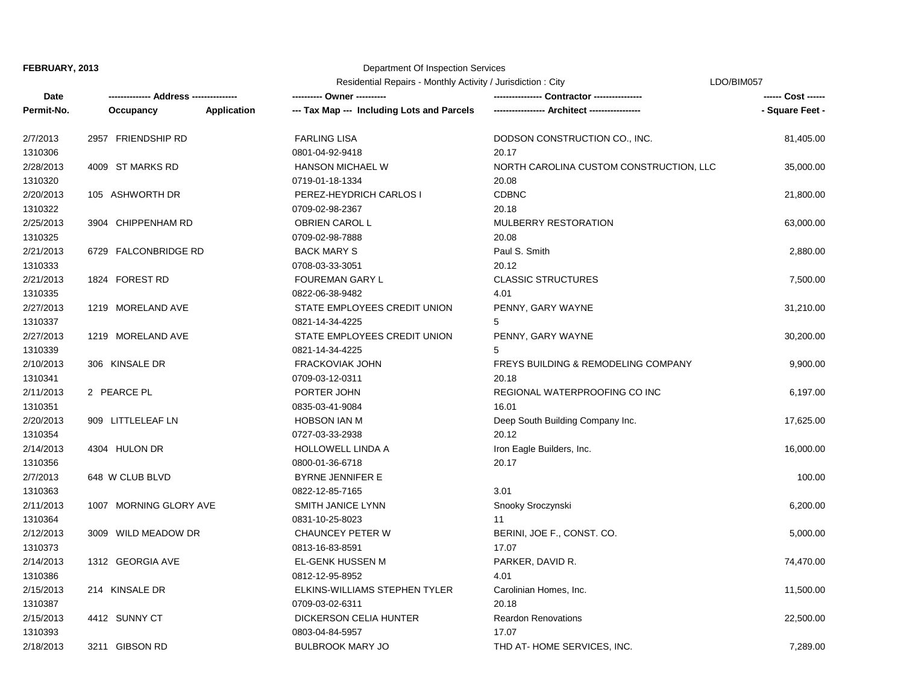**FEBRUARY, 2013**

Department Of Inspection Services

Residential Repairs - Monthly Activity / Jurisdiction : City

LDO/BIM057

| Date<br>Permit-No. | -------------- Address --------------<br>Occupancy Application | ---------- Owner ----------<br>--- Tax Map --- Including Lots and Parcels | ---------------- Contractor ----------------<br>----------------- Architect ----------------- | ------ Cost ------<br>- Square Feet - |
|---|---|---|---|---|
| 2/7/2013 | 2957 FRIENDSHIP RD | FARLING LISA | DODSON CONSTRUCTION CO., INC. | 81,405.00 |
| 1310306 | | 0801-04-92-9418 | 20.17 | |
| 2/28/2013 | 4009 ST MARKS RD | HANSON MICHAEL W | NORTH CAROLINA CUSTOM CONSTRUCTION, LLC | 35,000.00 |
| 1310320 | | 0719-01-18-1334 | 20.08 | |
| 2/20/2013 | 105 ASHWORTH DR | PEREZ-HEYDRICH CARLOS I | CDBNC | 21,800.00 |
| 1310322 | | 0709-02-98-2367 | 20.18 | |
| 2/25/2013 | 3904 CHIPPENHAM RD | OBRIEN CAROL L | MULBERRY RESTORATION | 63,000.00 |
| 1310325 | | 0709-02-98-7888 | 20.08 | |
| 2/21/2013 | 6729 FALCONBRIDGE RD | BACK MARY S | Paul S. Smith | 2,880.00 |
| 1310333 | | 0708-03-33-3051 | 20.12 | |
| 2/21/2013 | 1824 FOREST RD | FOUREMAN GARY L | CLASSIC STRUCTURES | 7,500.00 |
| 1310335 | | 0822-06-38-9482 | 4.01 | |
| 2/27/2013 | 1219 MORELAND AVE | STATE EMPLOYEES CREDIT UNION | PENNY, GARY WAYNE | 31,210.00 |
| 1310337 | | 0821-14-34-4225 | 5 | |
| 2/27/2013 | 1219 MORELAND AVE | STATE EMPLOYEES CREDIT UNION | PENNY, GARY WAYNE | 30,200.00 |
| 1310339 | | 0821-14-34-4225 | 5 | |
| 2/10/2013 | 306 KINSALE DR | FRACKOVIAK JOHN | FREYS BUILDING & REMODELING COMPANY | 9,900.00 |
| 1310341 | | 0709-03-12-0311 | 20.18 | |
| 2/11/2013 | 2 PEARCE PL | PORTER JOHN | REGIONAL WATERPROOFING CO INC | 6,197.00 |
| 1310351 | | 0835-03-41-9084 | 16.01 | |
| 2/20/2013 | 909 LITTLELEAF LN | HOBSON IAN M | Deep South Building Company Inc. | 17,625.00 |
| 1310354 | | 0727-03-33-2938 | 20.12 | |
| 2/14/2013 | 4304 HULON DR | HOLLOWELL LINDA A | Iron Eagle Builders, Inc. | 16,000.00 |
| 1310356 | | 0800-01-36-6718 | 20.17 | |
| 2/7/2013 | 648 W CLUB BLVD | BYRNE JENNIFER E | | 100.00 |
| 1310363 | | 0822-12-85-7165 | 3.01 | |
| 2/11/2013 | 1007 MORNING GLORY AVE | SMITH JANICE LYNN | Snooky Sroczynski | 6,200.00 |
| 1310364 | | 0831-10-25-8023 | 11 | |
| 2/12/2013 | 3009 WILD MEADOW DR | CHAUNCEY PETER W | BERINI, JOE F., CONST. CO. | 5,000.00 |
| 1310373 | | 0813-16-83-8591 | 17.07 | |
| 2/14/2013 | 1312 GEORGIA AVE | EL-GENK HUSSEN M | PARKER, DAVID R. | 74,470.00 |
| 1310386 | | 0812-12-95-8952 | 4.01 | |
| 2/15/2013 | 214 KINSALE DR | ELKINS-WILLIAMS STEPHEN TYLER | Carolinian Homes, Inc. | 11,500.00 |
| 1310387 | | 0709-03-02-6311 | 20.18 | |
| 2/15/2013 | 4412 SUNNY CT | DICKERSON CELIA HUNTER | Reardon Renovations | 22,500.00 |
| 1310393 | | 0803-04-84-5957 | 17.07 | |
| 2/18/2013 | 3211 GIBSON RD | BULBROOK MARY JO | THD AT- HOME SERVICES, INC. | 7,289.00 |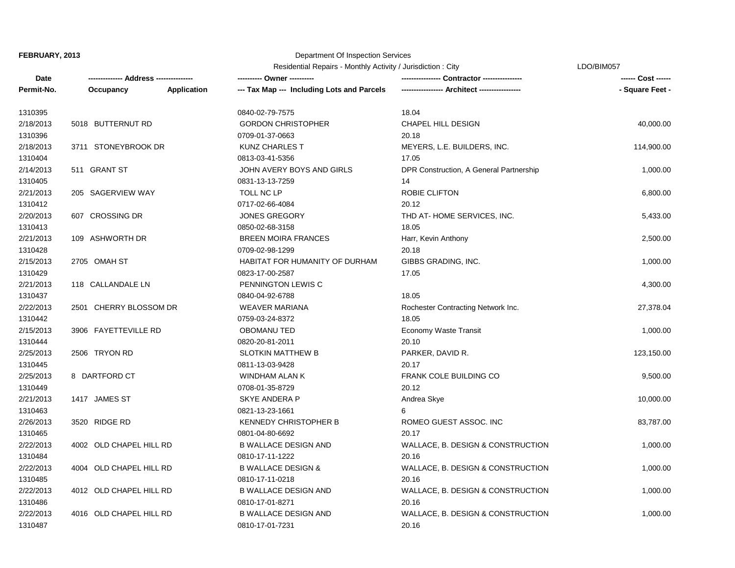**FEBRUARY, 2013**

Department Of Inspection Services

Residential Repairs - Monthly Activity / Jurisdiction : City

LDO/BIM057

| Date<br>Permit-No. | ------------- Address -------------<br>Occupancy Application | ---------- Owner ----------<br>--- Tax Map --- Including Lots and Parcels | --------------- Contractor ---------------<br>---------------- Architect ---------------- | ------ Cost ------<br>- Square Feet - |
|---|---|---|---|---|
| 1310395 | | 0840-02-79-7575 | 18.04 | |
| 2/18/2013 | 5018 BUTTERNUT RD | GORDON CHRISTOPHER | CHAPEL HILL DESIGN | 40,000.00 |
| 1310396 | | 0709-01-37-0663 | 20.18 | |
| 2/18/2013 | 3711 STONEYBROOK DR | KUNZ CHARLES T | MEYERS, L.E. BUILDERS, INC. | 114,900.00 |
| 1310404 | | 0813-03-41-5356 | 17.05 | |
| 2/14/2013 | 511 GRANT ST | JOHN AVERY BOYS AND GIRLS | DPR Construction, A General Partnership | 1,000.00 |
| 1310405 | | 0831-13-13-7259 | 14 | |
| 2/21/2013 | 205 SAGERVIEW WAY | TOLL NC LP | ROBIE CLIFTON | 6,800.00 |
| 1310412 | | 0717-02-66-4084 | 20.12 | |
| 2/20/2013 | 607 CROSSING DR | JONES GREGORY | THD AT- HOME SERVICES, INC. | 5,433.00 |
| 1310413 | | 0850-02-68-3158 | 18.05 | |
| 2/21/2013 | 109 ASHWORTH DR | BREEN MOIRA FRANCES | Harr, Kevin Anthony | 2,500.00 |
| 1310428 | | 0709-02-98-1299 | 20.18 | |
| 2/15/2013 | 2705 OMAH ST | HABITAT FOR HUMANITY OF DURHAM | GIBBS GRADING, INC. | 1,000.00 |
| 1310429 | | 0823-17-00-2587 | 17.05 | |
| 2/21/2013 | 118 CALLANDALE LN | PENNINGTON LEWIS C | | 4,300.00 |
| 1310437 | | 0840-04-92-6788 | 18.05 | |
| 2/22/2013 | 2501 CHERRY BLOSSOM DR | WEAVER MARIANA | Rochester Contracting Network Inc. | 27,378.04 |
| 1310442 | | 0759-03-24-8372 | 18.05 | |
| 2/15/2013 | 3906 FAYETTEVILLE RD | OBOMANU TED | Economy Waste Transit | 1,000.00 |
| 1310444 | | 0820-20-81-2011 | 20.10 | |
| 2/25/2013 | 2506 TRYON RD | SLOTKIN MATTHEW B | PARKER, DAVID R. | 123,150.00 |
| 1310445 | | 0811-13-03-9428 | 20.17 | |
| 2/25/2013 | 8 DARTFORD CT | WINDHAM ALAN K | FRANK COLE BUILDING CO | 9,500.00 |
| 1310449 | | 0708-01-35-8729 | 20.12 | |
| 2/21/2013 | 1417 JAMES ST | SKYE ANDERA P | Andrea Skye | 10,000.00 |
| 1310463 | | 0821-13-23-1661 | 6 | |
| 2/26/2013 | 3520 RIDGE RD | KENNEDY CHRISTOPHER B | ROMEO GUEST ASSOC. INC | 83,787.00 |
| 1310465 | | 0801-04-80-6692 | 20.17 | |
| 2/22/2013 | 4002 OLD CHAPEL HILL RD | B WALLACE DESIGN AND | WALLACE, B. DESIGN & CONSTRUCTION | 1,000.00 |
| 1310484 | | 0810-17-11-1222 | 20.16 | |
| 2/22/2013 | 4004 OLD CHAPEL HILL RD | B WALLACE DESIGN & | WALLACE, B. DESIGN & CONSTRUCTION | 1,000.00 |
| 1310485 | | 0810-17-11-0218 | 20.16 | |
| 2/22/2013 | 4012 OLD CHAPEL HILL RD | B WALLACE DESIGN AND | WALLACE, B. DESIGN & CONSTRUCTION | 1,000.00 |
| 1310486 | | 0810-17-01-8271 | 20.16 | |
| 2/22/2013 | 4016 OLD CHAPEL HILL RD | B WALLACE DESIGN AND | WALLACE, B. DESIGN & CONSTRUCTION | 1,000.00 |
| 1310487 | | 0810-17-01-7231 | 20.16 | |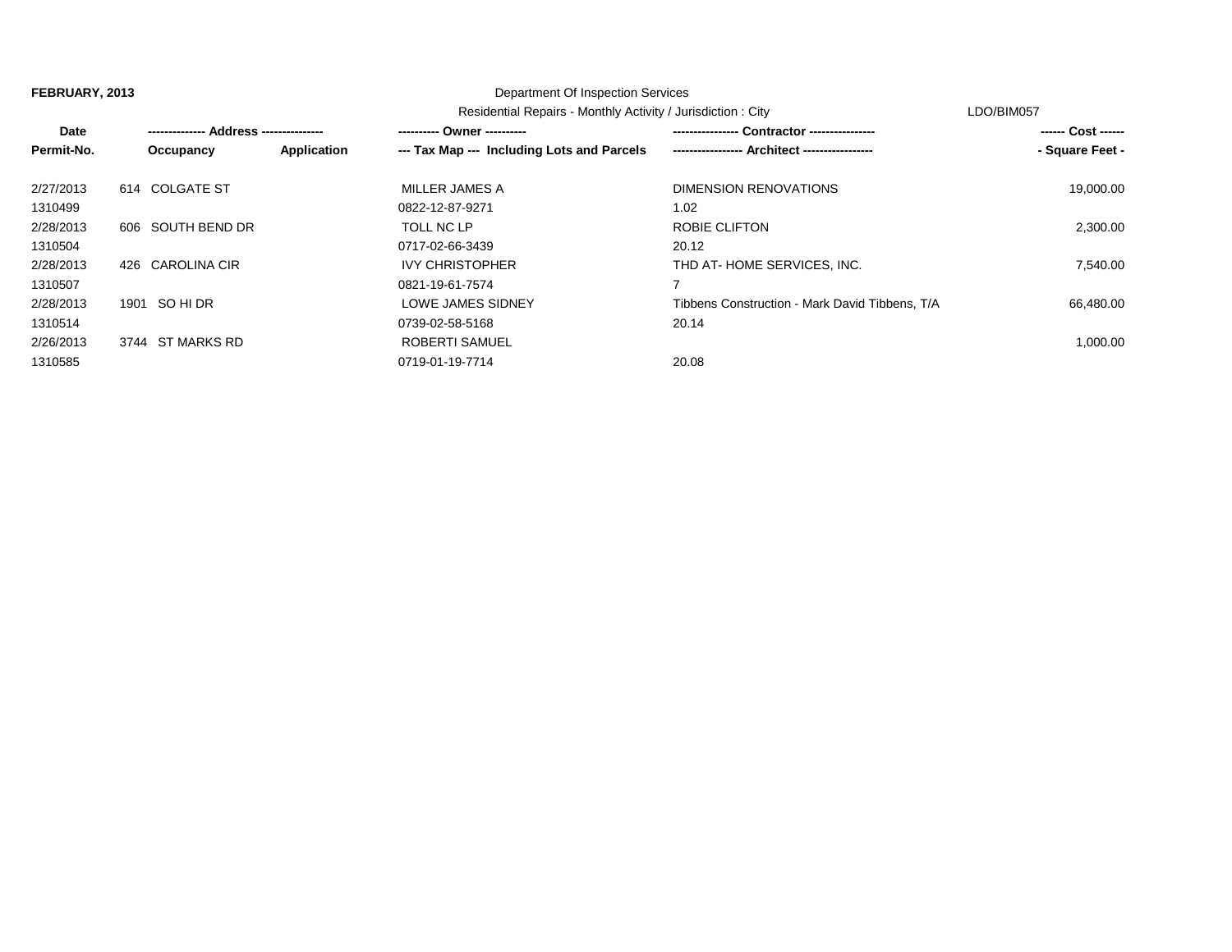**FEBRUARY, 2013**

Department Of Inspection Services

Residential Repairs - Monthly Activity / Jurisdiction : City

LDO/BIM057

| Date<br>Permit-No. | ------------- Address -------------<br>Occupancy | <br>Application | ---------- Owner ----------<br>--- Tax Map --- Including Lots and Parcels | --------------- Contractor ---------------<br>---------------- Architect ---------------- | ------ Cost ------<br>- Square Feet - |
|---|---|---|---|---|---|
| 2/27/2013<br>1310499 | 614 COLGATE ST | | MILLER JAMES A<br>0822-12-87-9271 | DIMENSION RENOVATIONS<br>1.02 | 19,000.00 |
| 2/28/2013<br>1310504 | 606 SOUTH BEND DR | | TOLL NC LP<br>0717-02-66-3439 | ROBIE CLIFTON<br>20.12 | 2,300.00 |
| 2/28/2013<br>1310507 | 426 CAROLINA CIR | | IVY CHRISTOPHER<br>0821-19-61-7574 | THD AT- HOME SERVICES, INC.<br>7 | 7,540.00 |
| 2/28/2013<br>1310514 | 1901 SO HI DR | | LOWE JAMES SIDNEY<br>0739-02-58-5168 | Tibbens Construction - Mark David Tibbens, T/A<br>20.14 | 66,480.00 |
| 2/26/2013<br>1310585 | 3744 ST MARKS RD | | ROBERTI SAMUEL<br>0719-01-19-7714 | 20.08 | 1,000.00 |